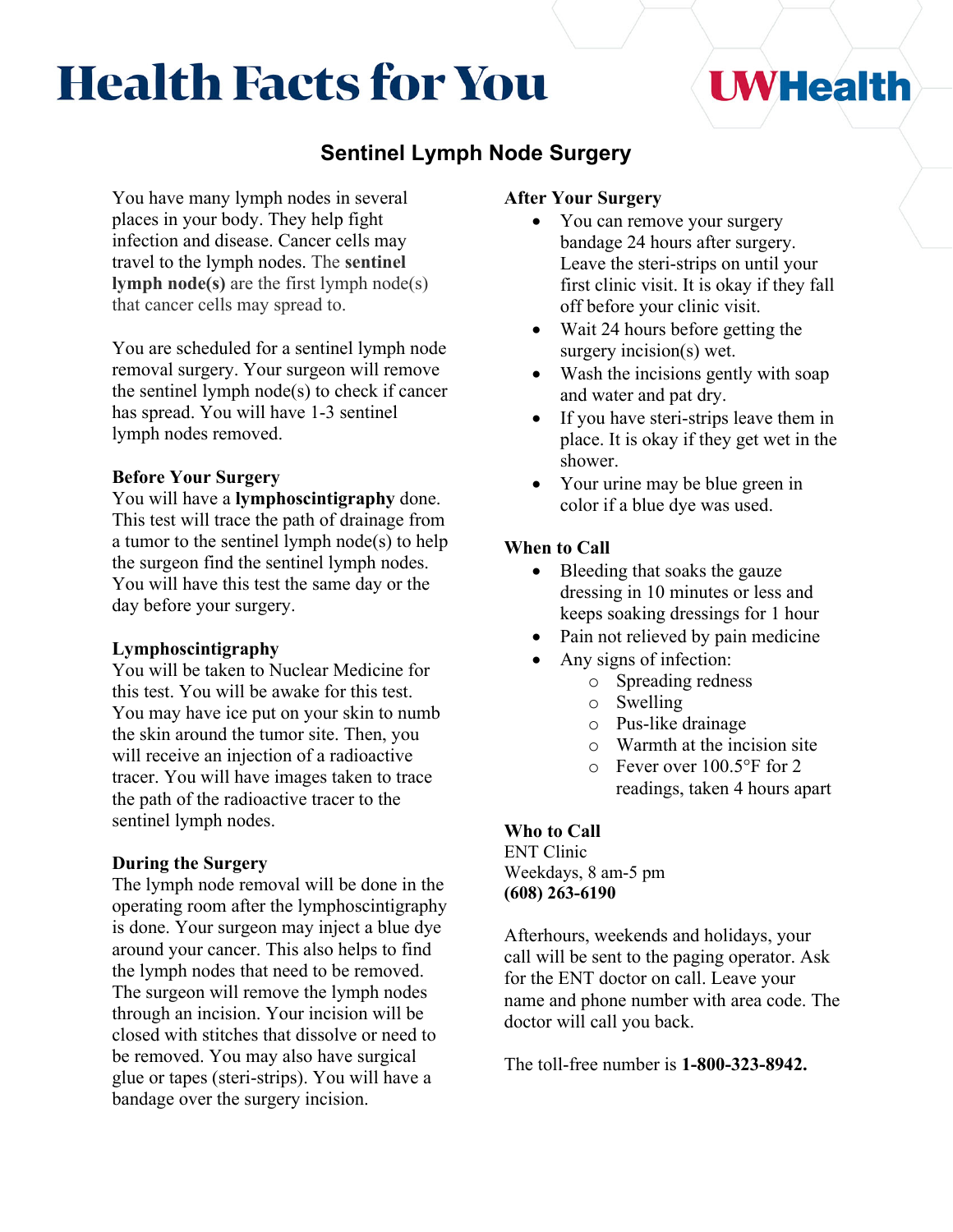# Health Facts for You

UWHealth

## Sentinel Lymph Node Surgery

You have many lymph nodes in several places in your body. They help fight infection and disease. Cancer cells may travel to the lymph nodes. The **sentinel lymph node(s)** are the first lymph node(s) that cancer cells may spread to.

You are scheduled for a sentinel lymph node removal surgery. Your surgeon will remove the sentinel lymph node(s) to check if cancer has spread. You will have 1-3 sentinel lymph nodes removed.

### Before Your Surgery

You will have a **lymphoscintigraphy** done. This test will trace the path of drainage from a tumor to the sentinel lymph node(s) to help the surgeon find the sentinel lymph nodes. You will have this test the same day or the day before your surgery.

### Lymphoscintigraphy

You will be taken to Nuclear Medicine for this test. You will be awake for this test. You may have ice put on your skin to numb the skin around the tumor site. Then, you will receive an injection of a radioactive tracer. You will have images taken to trace the path of the radioactive tracer to the sentinel lymph nodes.

### During the Surgery

The lymph node removal will be done in the operating room after the lymphoscintigraphy is done. Your surgeon may inject a blue dye around your cancer. This also helps to find the lymph nodes that need to be removed. The surgeon will remove the lymph nodes through an incision. Your incision will be closed with stitches that dissolve or need to be removed. You may also have surgical glue or tapes (steri-strips). You will have a bandage over the surgery incision.

### After Your Surgery

- You can remove your surgery bandage 24 hours after surgery. Leave the steri-strips on until your first clinic visit. It is okay if they fall off before your clinic visit.
- Wait 24 hours before getting the surgery incision(s) wet.
- Wash the incisions gently with soap and water and pat dry.
- If you have steri-strips leave them in place. It is okay if they get wet in the shower.
- Your urine may be blue green in color if a blue dye was used.

### When to Call

- Bleeding that soaks the gauze dressing in 10 minutes or less and keeps soaking dressings for 1 hour
- Pain not relieved by pain medicine
- Any signs of infection:
  - Spreading redness
  - Swelling
  - Pus-like drainage
  - Warmth at the incision site
  - Fever over 100.5°F for 2 readings, taken 4 hours apart

### Who to Call

ENT Clinic
Weekdays, 8 am-5 pm
**(608) 263-6190**

Afterhours, weekends and holidays, your call will be sent to the paging operator. Ask for the ENT doctor on call. Leave your name and phone number with area code. The doctor will call you back.

The toll-free number is **1-800-323-8942.**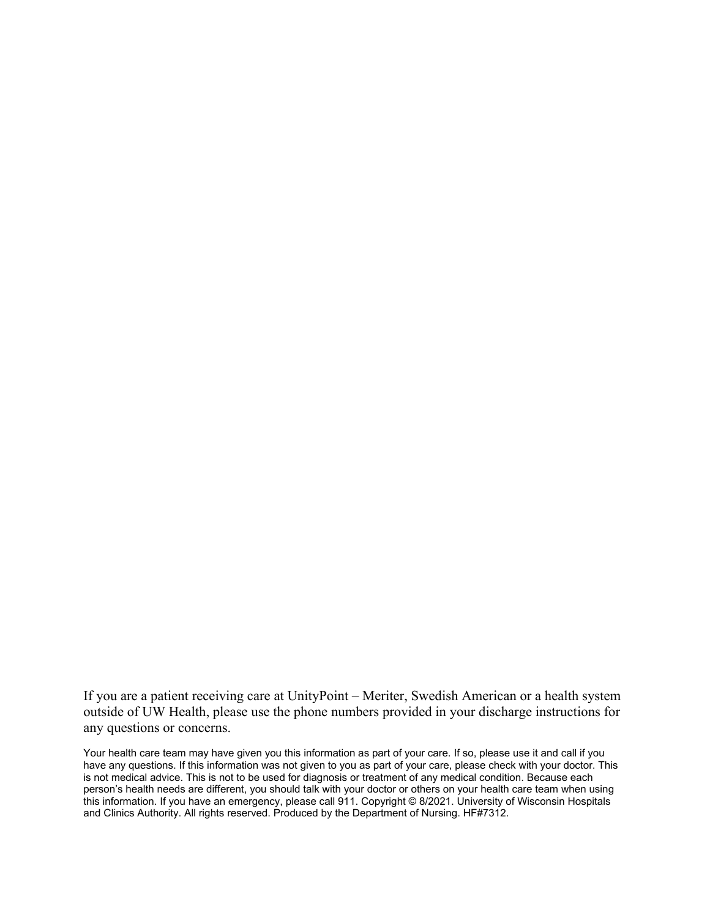If you are a patient receiving care at UnityPoint – Meriter, Swedish American or a health system outside of UW Health, please use the phone numbers provided in your discharge instructions for any questions or concerns.

Your health care team may have given you this information as part of your care. If so, please use it and call if you have any questions. If this information was not given to you as part of your care, please check with your doctor. This is not medical advice. This is not to be used for diagnosis or treatment of any medical condition. Because each person's health needs are different, you should talk with your doctor or others on your health care team when using this information. If you have an emergency, please call 911. Copyright © 8/2021. University of Wisconsin Hospitals and Clinics Authority. All rights reserved. Produced by the Department of Nursing. HF#7312.